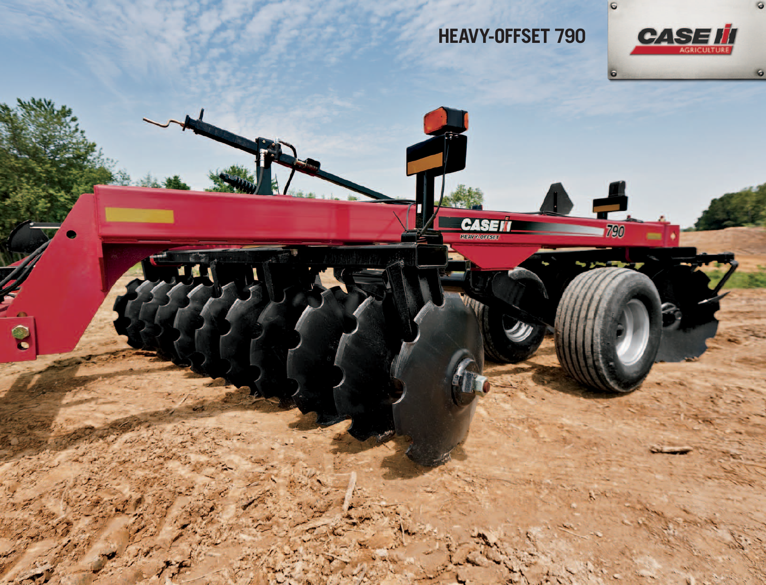# HEAVY-OFFSET 790

CASE IH AGRICULTURE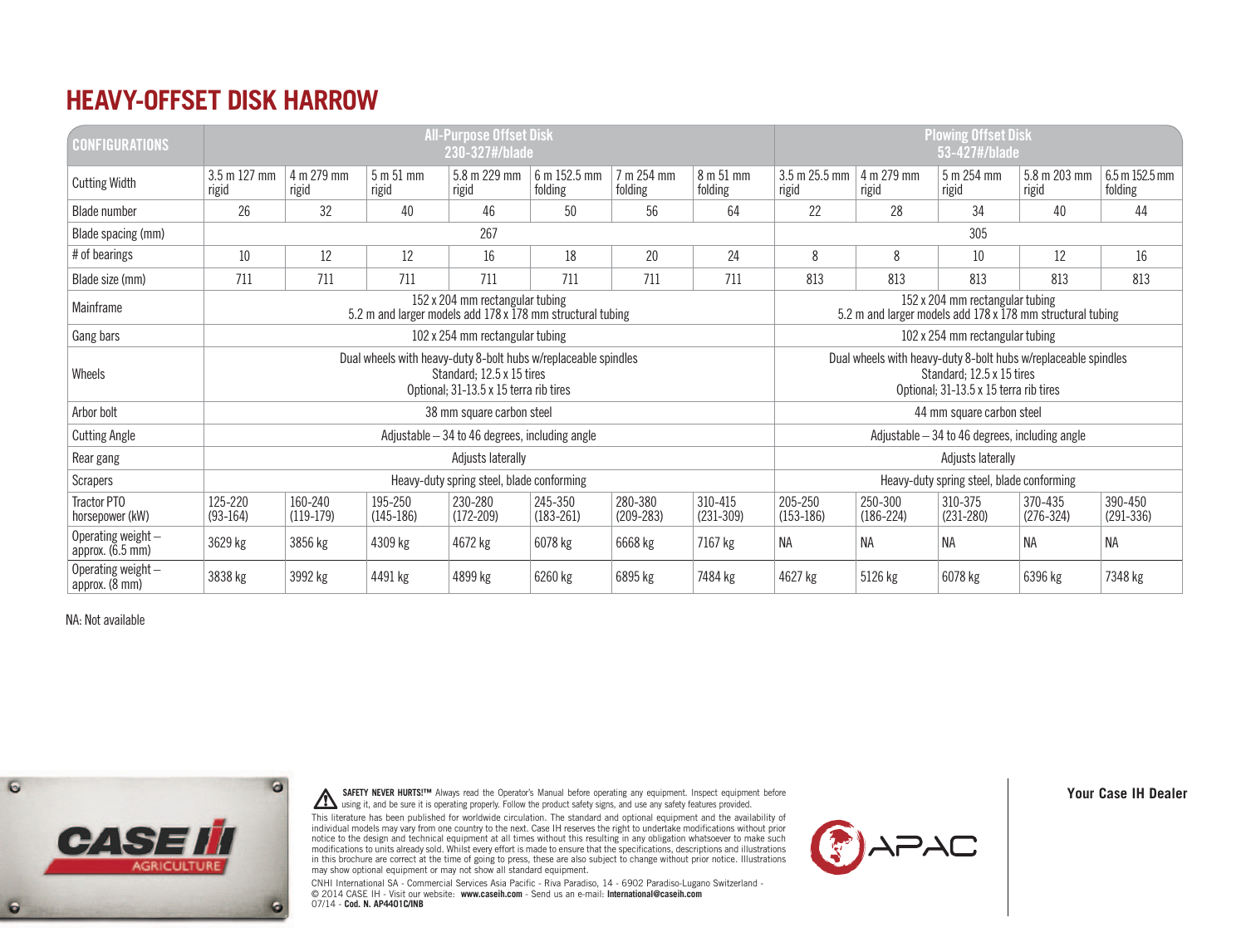# HEAVY-OFFSET DISK HARROW

| CONFIGURATIONS | All-Purpose Offset Disk 230-327#/blade | | | | | | | Plowing Offset Disk 53-427#/blade | | | | |
|---|---|---|---|---|---|---|---|---|---|---|---|---|
| Cutting Width | 3.5 m 127 mm rigid | 4 m 279 mm rigid | 5 m 51 mm rigid | 5.8 m 229 mm rigid | 6 m 152.5 mm folding | 7 m 254 mm folding | 8 m 51 mm folding | 3.5 m 25.5 mm rigid | 4 m 279 mm rigid | 5 m 254 mm rigid | 5.8 m 203 mm rigid | 6.5 m 152.5 mm folding |
| Blade number | 26 | 32 | 40 | 46 | 50 | 56 | 64 | 22 | 28 | 34 | 40 | 44 |
| Blade spacing (mm) | 267 | | | | | | | 305 | | | | |
| # of bearings | 10 | 12 | 12 | 16 | 18 | 20 | 24 | 8 | 8 | 10 | 12 | 16 |
| Blade size (mm) | 711 | 711 | 711 | 711 | 711 | 711 | 711 | 813 | 813 | 813 | 813 | 813 |
| Mainframe | 152 x 204 mm rectangular tubing 5.2 m and larger models add 178 x 178 mm structural tubing | | | | | | | 152 x 204 mm rectangular tubing 5.2 m and larger models add 178 x 178 mm structural tubing | | | | |
| Gang bars | 102 x 254 mm rectangular tubing | | | | | | | 102 x 254 mm rectangular tubing | | | | |
| Wheels | Dual wheels with heavy-duty 8-bolt hubs w/replaceable spindles Standard; 12.5 x 15 tires Optional; 31-13.5 x 15 terra rib tires | | | | | | | Dual wheels with heavy-duty 8-bolt hubs w/replaceable spindles Standard; 12.5 x 15 tires Optional; 31-13.5 x 15 terra rib tires | | | | |
| Arbor bolt | 38 mm square carbon steel | | | | | | | 44 mm square carbon steel | | | | |
| Cutting Angle | Adjustable – 34 to 46 degrees, including angle | | | | | | | Adjustable – 34 to 46 degrees, including angle | | | | |
| Rear gang | Adjusts laterally | | | | | | | Adjusts laterally | | | | |
| Scrapers | Heavy-duty spring steel, blade conforming | | | | | | | Heavy-duty spring steel, blade conforming | | | | |
| Tractor PTO horsepower (kW) | 125-220 (93-164) | 160-240 (119-179) | 195-250 (145-186) | 230-280 (172-209) | 245-350 (183-261) | 280-380 (209-283) | 310-415 (231-309) | 205-250 (153-186) | 250-300 (186-224) | 310-375 (231-280) | 370-435 (276-324) | 390-450 (291-336) |
| Operating weight – approx. (6.5 mm) | 3629 kg | 3856 kg | 4309 kg | 4672 kg | 6078 kg | 6668 kg | 7167 kg | NA | NA | NA | NA | NA |
| Operating weight – approx. (8 mm) | 3838 kg | 3992 kg | 4491 kg | 4899 kg | 6260 kg | 6895 kg | 7484 kg | 4627 kg | 5126 kg | 6078 kg | 6396 kg | 7348 kg |

NA: Not available

**SAFETY NEVER HURTS!™** Always read the Operator's Manual before operating any equipment. Inspect equipment before using it, and be sure it is operating properly. Follow the product safety signs, and use any safety features provided.

This literature has been published for worldwide circulation. The standard and optional equipment and the availability of individual models may vary from one country to the next. Case IH reserves the right to undertake modifications without prior notice to the design and technical equipment at all times without this resulting in any obligation whatsoever to make such modifications to units already sold. Whilst every effort is made to ensure that the specifications, descriptions and illustrations in this brochure are correct at the time of going to press, these are also subject to change without prior notice. Illustrations may show optional equipment or may not show all standard equipment.

CNHI International SA - Commercial Services Asia Pacific - Riva Paradiso, 14 - 6902 Paradiso-Lugano Switzerland - © 2014 CASE IH - Visit our website: **www.caseih.com** - Send us an e-mail: **International@caseih.com**
07/14 - **Cod. N. AP4401C/INB**

**Your Case IH Dealer**